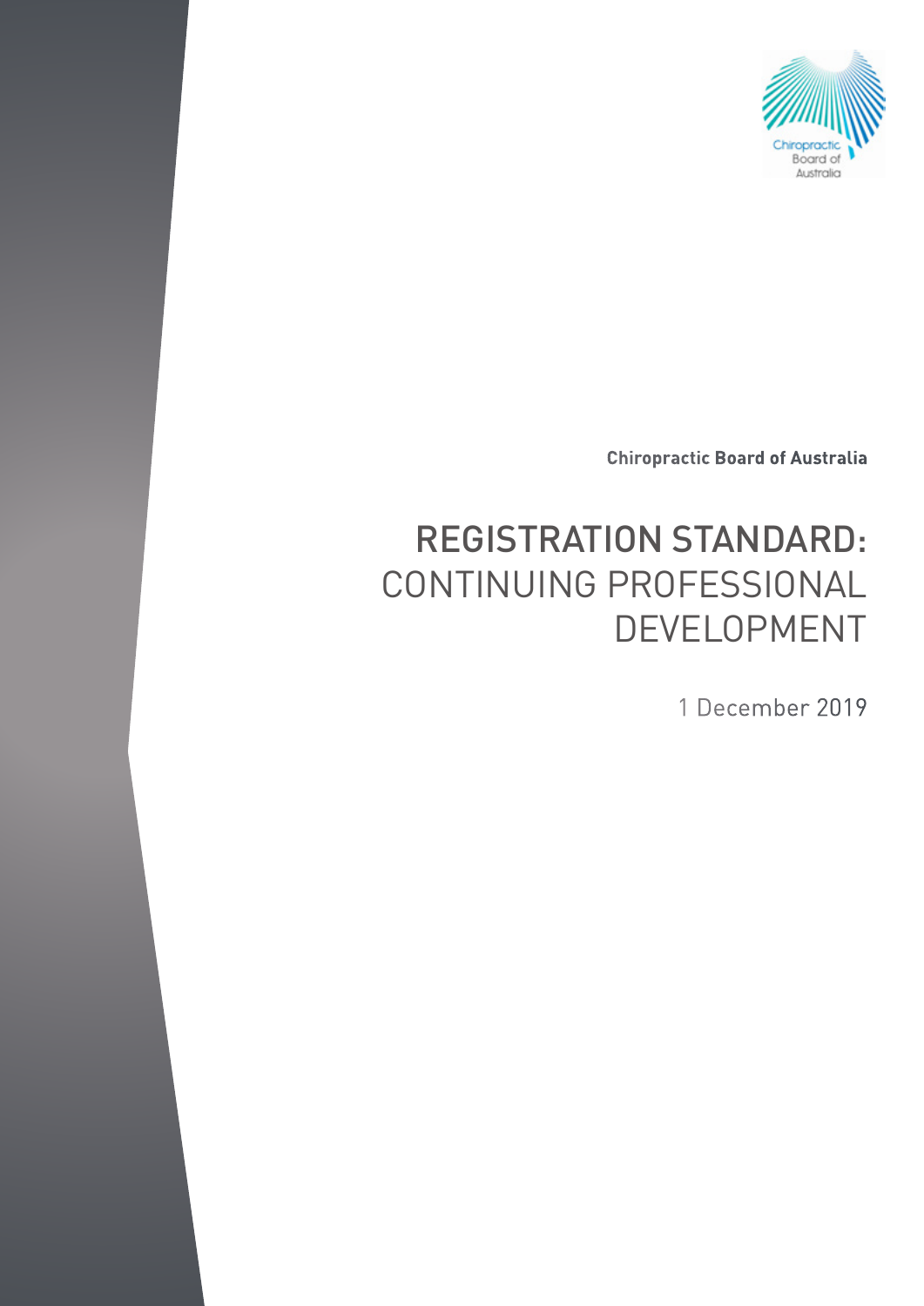Chiropractic Board of Australia

**Chiropractic Board of Australia**

# REGISTRATION STANDARD: CONTINUING PROFESSIONAL DEVELOPMENT

1 December 2019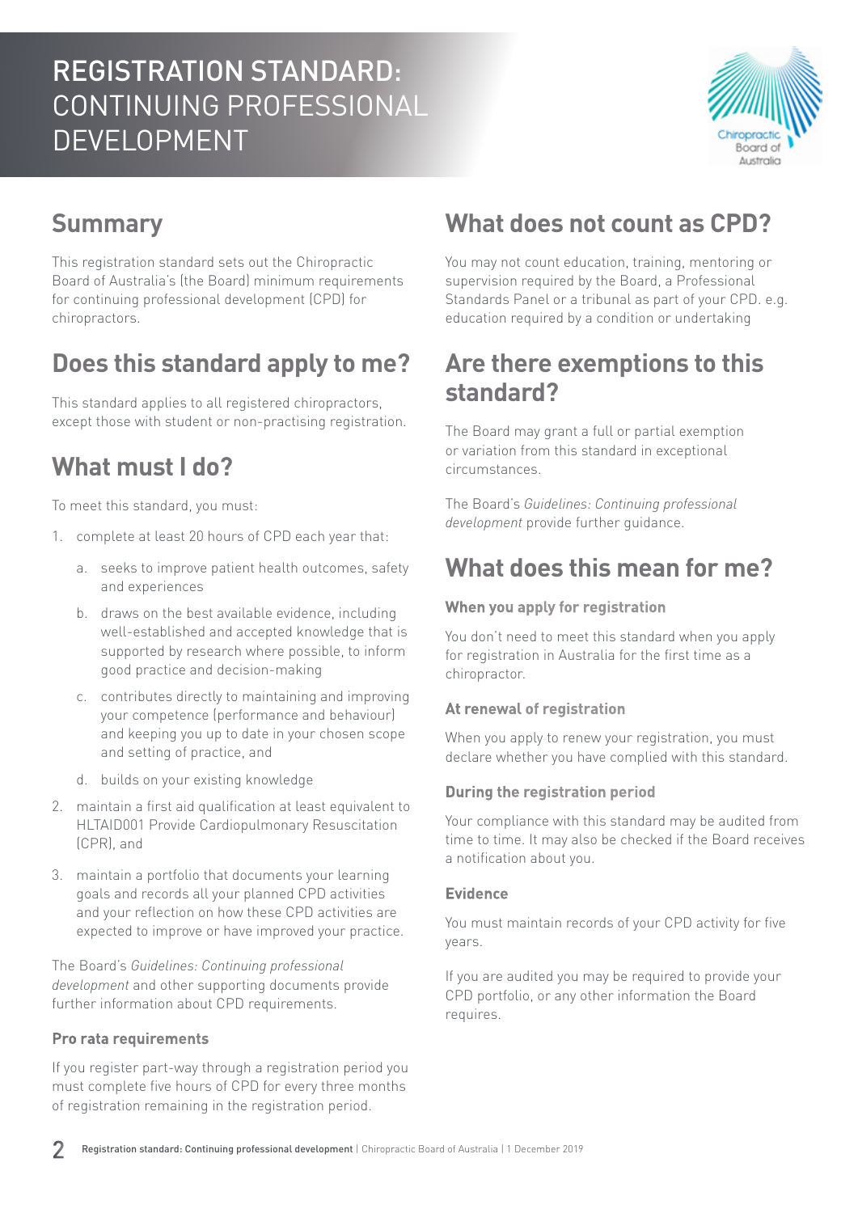# REGISTRATION STANDARD: CONTINUING PROFESSIONAL DEVELOPMENT

## Summary

This registration standard sets out the Chiropractic Board of Australia's (the Board) minimum requirements for continuing professional development (CPD) for chiropractors.

## Does this standard apply to me?

This standard applies to all registered chiropractors, except those with student or non-practising registration.

## What must I do?

To meet this standard, you must:

1. complete at least 20 hours of CPD each year that:
   a. seeks to improve patient health outcomes, safety and experiences
   b. draws on the best available evidence, including well-established and accepted knowledge that is supported by research where possible, to inform good practice and decision-making
   c. contributes directly to maintaining and improving your competence (performance and behaviour) and keeping you up to date in your chosen scope and setting of practice, and
   d. builds on your existing knowledge
2. maintain a first aid qualification at least equivalent to HLTAID001 Provide Cardiopulmonary Resuscitation (CPR), and
3. maintain a portfolio that documents your learning goals and records all your planned CPD activities and your reflection on how these CPD activities are expected to improve or have improved your practice.

The Board's *Guidelines: Continuing professional development* and other supporting documents provide further information about CPD requirements.

### Pro rata requirements

If you register part-way through a registration period you must complete five hours of CPD for every three months of registration remaining in the registration period.

## What does not count as CPD?

You may not count education, training, mentoring or supervision required by the Board, a Professional Standards Panel or a tribunal as part of your CPD. e.g. education required by a condition or undertaking

## Are there exemptions to this standard?

The Board may grant a full or partial exemption or variation from this standard in exceptional circumstances.

The Board's *Guidelines: Continuing professional development* provide further guidance.

## What does this mean for me?

### When you apply for registration

You don't need to meet this standard when you apply for registration in Australia for the first time as a chiropractor.

### At renewal of registration

When you apply to renew your registration, you must declare whether you have complied with this standard.

### During the registration period

Your compliance with this standard may be audited from time to time. It may also be checked if the Board receives a notification about you.

### Evidence

You must maintain records of your CPD activity for five years.

If you are audited you may be required to provide your CPD portfolio, or any other information the Board requires.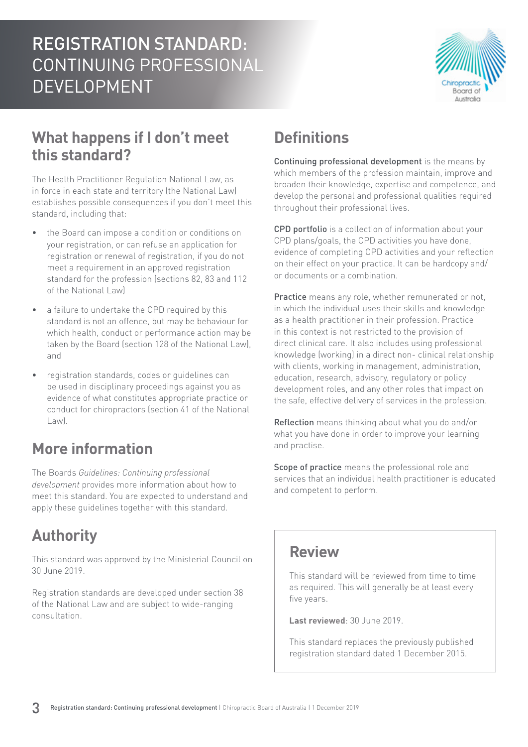# REGISTRATION STANDARD: CONTINUING PROFESSIONAL DEVELOPMENT

## What happens if I don't meet this standard?

The Health Practitioner Regulation National Law, as in force in each state and territory (the National Law) establishes possible consequences if you don't meet this standard, including that:

- the Board can impose a condition or conditions on your registration, or can refuse an application for registration or renewal of registration, if you do not meet a requirement in an approved registration standard for the profession (sections 82, 83 and 112 of the National Law)
- a failure to undertake the CPD required by this standard is not an offence, but may be behaviour for which health, conduct or performance action may be taken by the Board (section 128 of the National Law), and
- registration standards, codes or guidelines can be used in disciplinary proceedings against you as evidence of what constitutes appropriate practice or conduct for chiropractors (section 41 of the National Law).

## More information

The Boards *Guidelines: Continuing professional development* provides more information about how to meet this standard. You are expected to understand and apply these guidelines together with this standard.

## Authority

This standard was approved by the Ministerial Council on 30 June 2019.

Registration standards are developed under section 38 of the National Law and are subject to wide-ranging consultation.

## Definitions

**Continuing professional development** is the means by which members of the profession maintain, improve and broaden their knowledge, expertise and competence, and develop the personal and professional qualities required throughout their professional lives.

**CPD portfolio** is a collection of information about your CPD plans/goals, the CPD activities you have done, evidence of completing CPD activities and your reflection on their effect on your practice. It can be hardcopy and/or documents or a combination.

**Practice** means any role, whether remunerated or not, in which the individual uses their skills and knowledge as a health practitioner in their profession. Practice in this context is not restricted to the provision of direct clinical care. It also includes using professional knowledge (working) in a direct non- clinical relationship with clients, working in management, administration, education, research, advisory, regulatory or policy development roles, and any other roles that impact on the safe, effective delivery of services in the profession.

**Reflection** means thinking about what you do and/or what you have done in order to improve your learning and practise.

**Scope of practice** means the professional role and services that an individual health practitioner is educated and competent to perform.

## Review

This standard will be reviewed from time to time as required. This will generally be at least every five years.

**Last reviewed**: 30 June 2019.

This standard replaces the previously published registration standard dated 1 December 2015.